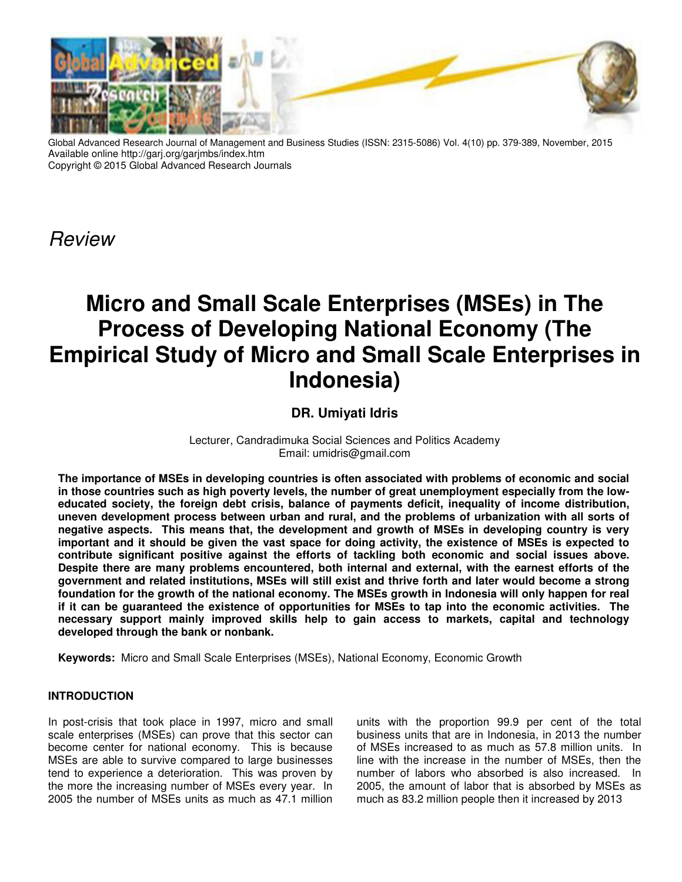Global Advanced Research Journal of Management and Business Studies (ISSN: 2315-5086) Vol. 4(10) pp. 379-389, November, 2015
Available online http://garj.org/garjmbs/index.htm
Copyright © 2015 Global Advanced Research Journals

*Review*

# Micro and Small Scale Enterprises (MSEs) in The Process of Developing National Economy (The Empirical Study of Micro and Small Scale Enterprises in Indonesia)

**DR. Umiyati Idris**

Lecturer, Candradimuka Social Sciences and Politics Academy
Email: umidris@gmail.com

**The importance of MSEs in developing countries is often associated with problems of economic and social in those countries such as high poverty levels, the number of great unemployment especially from the low-educated society, the foreign debt crisis, balance of payments deficit, inequality of income distribution, uneven development process between urban and rural, and the problems of urbanization with all sorts of negative aspects. This means that, the development and growth of MSEs in developing country is very important and it should be given the vast space for doing activity, the existence of MSEs is expected to contribute significant positive against the efforts of tackling both economic and social issues above. Despite there are many problems encountered, both internal and external, with the earnest efforts of the government and related institutions, MSEs will still exist and thrive forth and later would become a strong foundation for the growth of the national economy. The MSEs growth in Indonesia will only happen for real if it can be guaranteed the existence of opportunities for MSEs to tap into the economic activities. The necessary support mainly improved skills help to gain access to markets, capital and technology developed through the bank or nonbank.**

**Keywords:** Micro and Small Scale Enterprises (MSEs), National Economy, Economic Growth

## INTRODUCTION

In post-crisis that took place in 1997, micro and small scale enterprises (MSEs) can prove that this sector can become center for national economy. This is because MSEs are able to survive compared to large businesses tend to experience a deterioration. This was proven by the more the increasing number of MSEs every year. In 2005 the number of MSEs units as much as 47.1 million units with the proportion 99.9 per cent of the total business units that are in Indonesia, in 2013 the number of MSEs increased to as much as 57.8 million units. In line with the increase in the number of MSEs, then the number of labors who absorbed is also increased. In 2005, the amount of labor that is absorbed by MSEs as much as 83.2 million people then it increased by 2013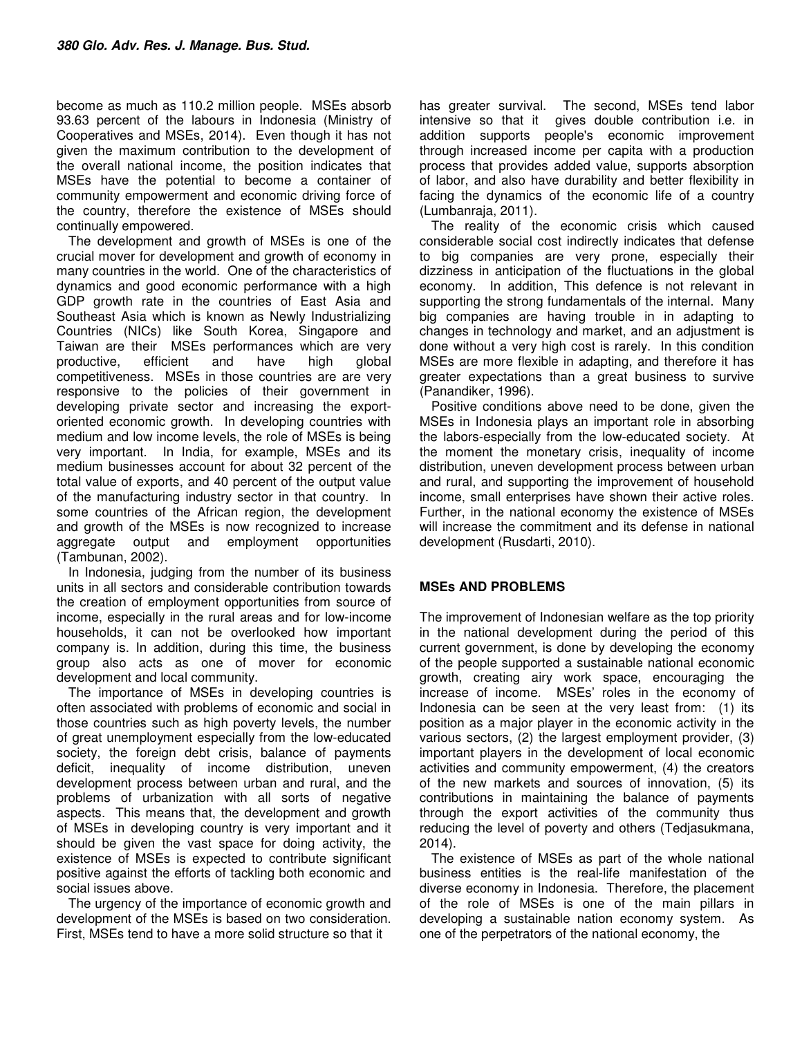become as much as 110.2 million people. MSEs absorb 93.63 percent of the labours in Indonesia (Ministry of Cooperatives and MSEs, 2014). Even though it has not given the maximum contribution to the development of the overall national income, the position indicates that MSEs have the potential to become a container of community empowerment and economic driving force of the country, therefore the existence of MSEs should continually empowered.

The development and growth of MSEs is one of the crucial mover for development and growth of economy in many countries in the world. One of the characteristics of dynamics and good economic performance with a high GDP growth rate in the countries of East Asia and Southeast Asia which is known as Newly Industrializing Countries (NICs) like South Korea, Singapore and Taiwan are their MSEs performances which are very productive, efficient and have high global competitiveness. MSEs in those countries are are very responsive to the policies of their government in developing private sector and increasing the export-oriented economic growth. In developing countries with medium and low income levels, the role of MSEs is being very important. In India, for example, MSEs and its medium businesses account for about 32 percent of the total value of exports, and 40 percent of the output value of the manufacturing industry sector in that country. In some countries of the African region, the development and growth of the MSEs is now recognized to increase aggregate output and employment opportunities (Tambunan, 2002).

In Indonesia, judging from the number of its business units in all sectors and considerable contribution towards the creation of employment opportunities from source of income, especially in the rural areas and for low-income households, it can not be overlooked how important company is. In addition, during this time, the business group also acts as one of mover for economic development and local community.

The importance of MSEs in developing countries is often associated with problems of economic and social in those countries such as high poverty levels, the number of great unemployment especially from the low-educated society, the foreign debt crisis, balance of payments deficit, inequality of income distribution, uneven development process between urban and rural, and the problems of urbanization with all sorts of negative aspects. This means that, the development and growth of MSEs in developing country is very important and it should be given the vast space for doing activity, the existence of MSEs is expected to contribute significant positive against the efforts of tackling both economic and social issues above.

The urgency of the importance of economic growth and development of the MSEs is based on two consideration. First, MSEs tend to have a more solid structure so that it has greater survival. The second, MSEs tend labor intensive so that it gives double contribution i.e. in addition supports people's economic improvement through increased income per capita with a production process that provides added value, supports absorption of labor, and also have durability and better flexibility in facing the dynamics of the economic life of a country (Lumbanraja, 2011).

The reality of the economic crisis which caused considerable social cost indirectly indicates that defense to big companies are very prone, especially their dizziness in anticipation of the fluctuations in the global economy. In addition, This defence is not relevant in supporting the strong fundamentals of the internal. Many big companies are having trouble in in adapting to changes in technology and market, and an adjustment is done without a very high cost is rarely. In this condition MSEs are more flexible in adapting, and therefore it has greater expectations than a great business to survive (Panandiker, 1996).

Positive conditions above need to be done, given the MSEs in Indonesia plays an important role in absorbing the labors-especially from the low-educated society. At the moment the monetary crisis, inequality of income distribution, uneven development process between urban and rural, and supporting the improvement of household income, small enterprises have shown their active roles. Further, in the national economy the existence of MSEs will increase the commitment and its defense in national development (Rusdarti, 2010).

## MSEs AND PROBLEMS

The improvement of Indonesian welfare as the top priority in the national development during the period of this current government, is done by developing the economy of the people supported a sustainable national economic growth, creating airy work space, encouraging the increase of income. MSEs' roles in the economy of Indonesia can be seen at the very least from: (1) its position as a major player in the economic activity in the various sectors, (2) the largest employment provider, (3) important players in the development of local economic activities and community empowerment, (4) the creators of the new markets and sources of innovation, (5) its contributions in maintaining the balance of payments through the export activities of the community thus reducing the level of poverty and others (Tedjasukmana, 2014).

The existence of MSEs as part of the whole national business entities is the real-life manifestation of the diverse economy in Indonesia. Therefore, the placement of the role of MSEs is one of the main pillars in developing a sustainable nation economy system. As one of the perpetrators of the national economy, the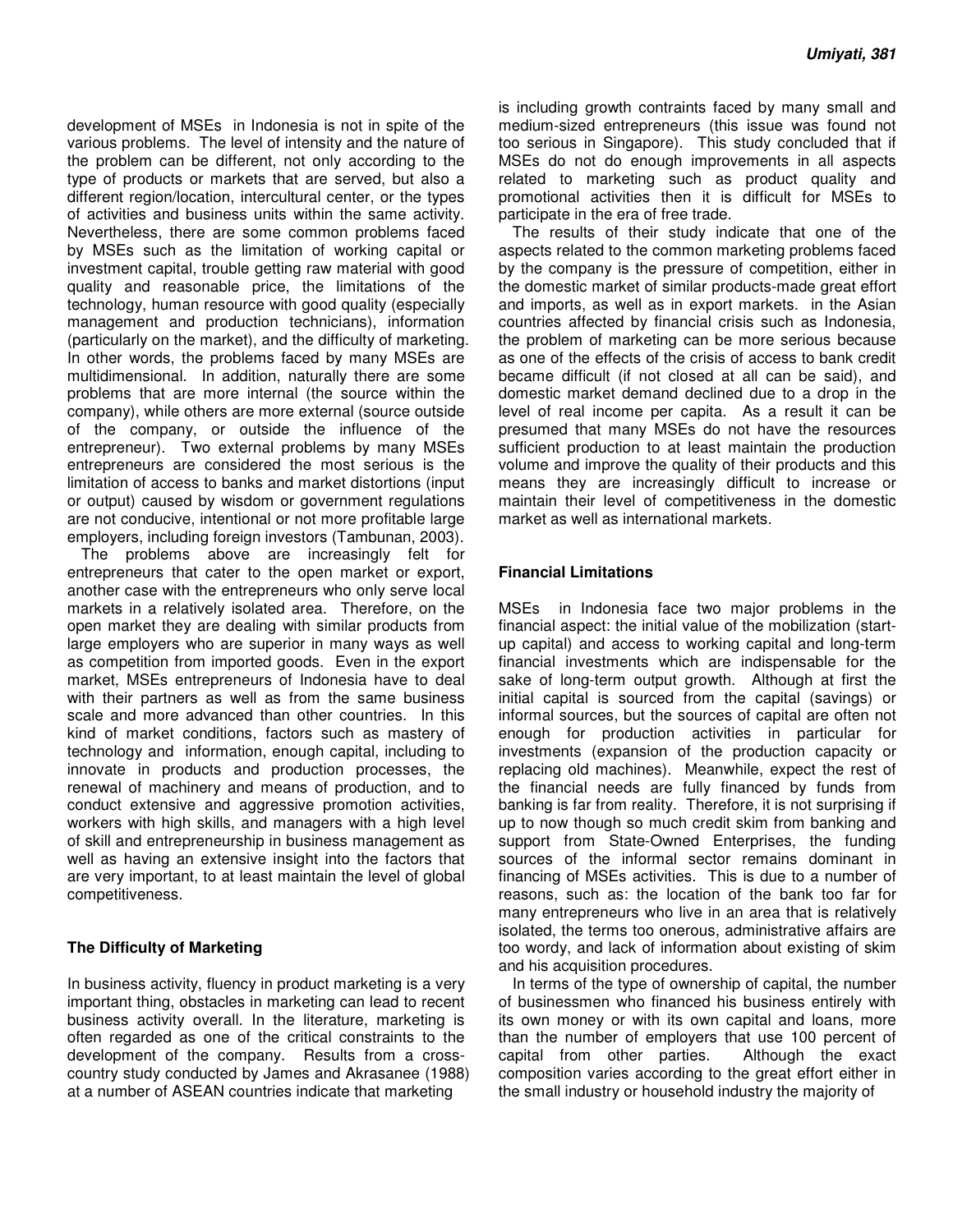development of MSEs in Indonesia is not in spite of the various problems. The level of intensity and the nature of the problem can be different, not only according to the type of products or markets that are served, but also a different region/location, intercultural center, or the types of activities and business units within the same activity. Nevertheless, there are some common problems faced by MSEs such as the limitation of working capital or investment capital, trouble getting raw material with good quality and reasonable price, the limitations of the technology, human resource with good quality (especially management and production technicians), information (particularly on the market), and the difficulty of marketing. In other words, the problems faced by many MSEs are multidimensional. In addition, naturally there are some problems that are more internal (the source within the company), while others are more external (source outside of the company, or outside the influence of the entrepreneur). Two external problems by many MSEs entrepreneurs are considered the most serious is the limitation of access to banks and market distortions (input or output) caused by wisdom or government regulations are not conducive, intentional or not more profitable large employers, including foreign investors (Tambunan, 2003).

The problems above are increasingly felt for entrepreneurs that cater to the open market or export, another case with the entrepreneurs who only serve local markets in a relatively isolated area. Therefore, on the open market they are dealing with similar products from large employers who are superior in many ways as well as competition from imported goods. Even in the export market, MSEs entrepreneurs of Indonesia have to deal with their partners as well as from the same business scale and more advanced than other countries. In this kind of market conditions, factors such as mastery of technology and information, enough capital, including to innovate in products and production processes, the renewal of machinery and means of production, and to conduct extensive and aggressive promotion activities, workers with high skills, and managers with a high level of skill and entrepreneurship in business management as well as having an extensive insight into the factors that are very important, to at least maintain the level of global competitiveness.

**The Difficulty of Marketing**

In business activity, fluency in product marketing is a very important thing, obstacles in marketing can lead to recent business activity overall. In the literature, marketing is often regarded as one of the critical constraints to the development of the company. Results from a cross-country study conducted by James and Akrasanee (1988) at a number of ASEAN countries indicate that marketing is including growth contraints faced by many small and medium-sized entrepreneurs (this issue was found not too serious in Singapore). This study concluded that if MSEs do not do enough improvements in all aspects related to marketing such as product quality and promotional activities then it is difficult for MSEs to participate in the era of free trade.

The results of their study indicate that one of the aspects related to the common marketing problems faced by the company is the pressure of competition, either in the domestic market of similar products-made great effort and imports, as well as in export markets. in the Asian countries affected by financial crisis such as Indonesia, the problem of marketing can be more serious because as one of the effects of the crisis of access to bank credit became difficult (if not closed at all can be said), and domestic market demand declined due to a drop in the level of real income per capita. As a result it can be presumed that many MSEs do not have the resources sufficient production to at least maintain the production volume and improve the quality of their products and this means they are increasingly difficult to increase or maintain their level of competitiveness in the domestic market as well as international markets.

**Financial Limitations**

MSEs in Indonesia face two major problems in the financial aspect: the initial value of the mobilization (start-up capital) and access to working capital and long-term financial investments which are indispensable for the sake of long-term output growth. Although at first the initial capital is sourced from the capital (savings) or informal sources, but the sources of capital are often not enough for production activities in particular for investments (expansion of the production capacity or replacing old machines). Meanwhile, expect the rest of the financial needs are fully financed by funds from banking is far from reality. Therefore, it is not surprising if up to now though so much credit skim from banking and support from State-Owned Enterprises, the funding sources of the informal sector remains dominant in financing of MSEs activities. This is due to a number of reasons, such as: the location of the bank too far for many entrepreneurs who live in an area that is relatively isolated, the terms too onerous, administrative affairs are too wordy, and lack of information about existing of skim and his acquisition procedures.

In terms of the type of ownership of capital, the number of businessmen who financed his business entirely with its own money or with its own capital and loans, more than the number of employers that use 100 percent of capital from other parties. Although the exact composition varies according to the great effort either in the small industry or household industry the majority of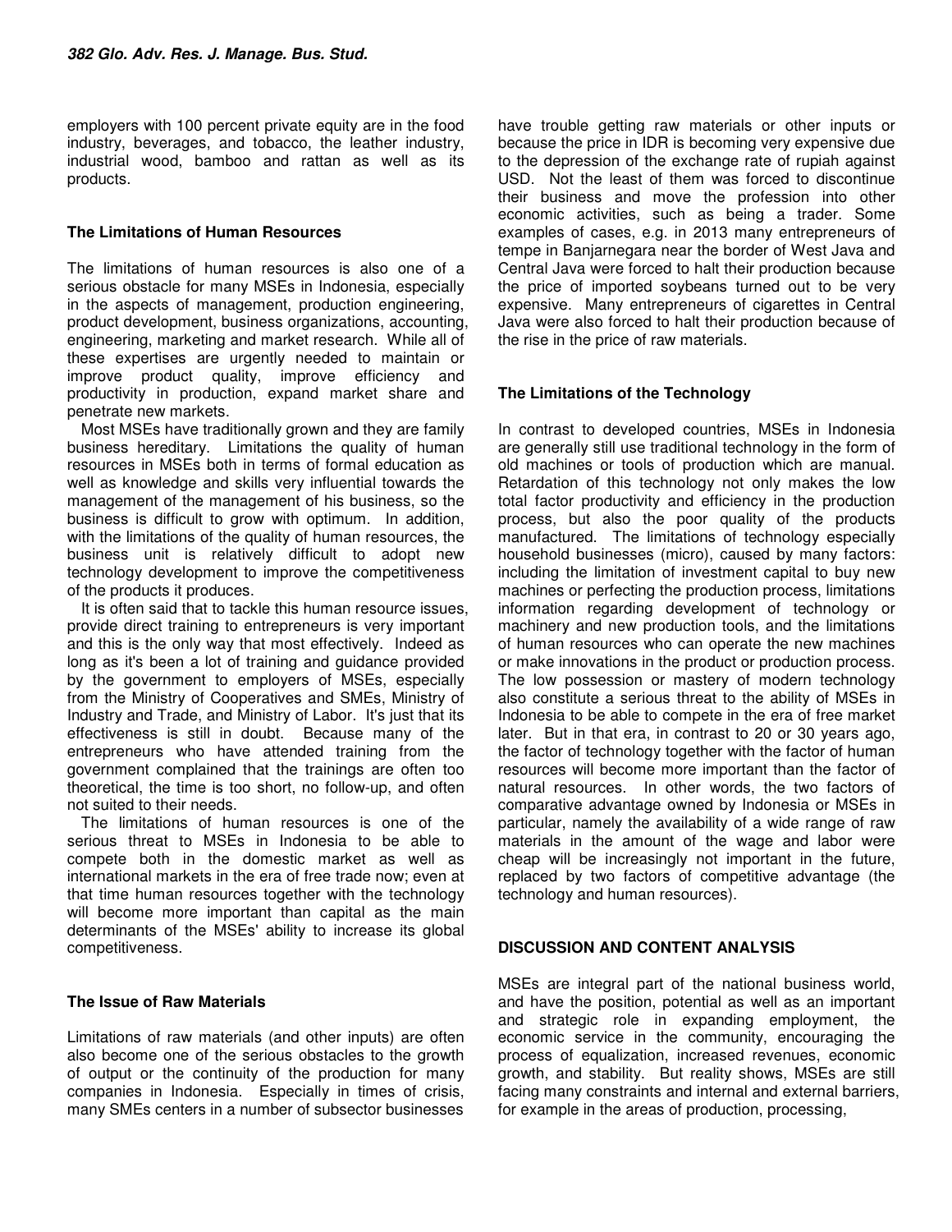employers with 100 percent private equity are in the food industry, beverages, and tobacco, the leather industry, industrial wood, bamboo and rattan as well as its products.

### The Limitations of Human Resources

The limitations of human resources is also one of a serious obstacle for many MSEs in Indonesia, especially in the aspects of management, production engineering, product development, business organizations, accounting, engineering, marketing and market research. While all of these expertises are urgently needed to maintain or improve product quality, improve efficiency and productivity in production, expand market share and penetrate new markets.

Most MSEs have traditionally grown and they are family business hereditary. Limitations the quality of human resources in MSEs both in terms of formal education as well as knowledge and skills very influential towards the management of the management of his business, so the business is difficult to grow with optimum. In addition, with the limitations of the quality of human resources, the business unit is relatively difficult to adopt new technology development to improve the competitiveness of the products it produces.

It is often said that to tackle this human resource issues, provide direct training to entrepreneurs is very important and this is the only way that most effectively. Indeed as long as it's been a lot of training and guidance provided by the government to employers of MSEs, especially from the Ministry of Cooperatives and SMEs, Ministry of Industry and Trade, and Ministry of Labor. It's just that its effectiveness is still in doubt. Because many of the entrepreneurs who have attended training from the government complained that the trainings are often too theoretical, the time is too short, no follow-up, and often not suited to their needs.

The limitations of human resources is one of the serious threat to MSEs in Indonesia to be able to compete both in the domestic market as well as international markets in the era of free trade now; even at that time human resources together with the technology will become more important than capital as the main determinants of the MSEs' ability to increase its global competitiveness.

### The Issue of Raw Materials

Limitations of raw materials (and other inputs) are often also become one of the serious obstacles to the growth of output or the continuity of the production for many companies in Indonesia. Especially in times of crisis, many SMEs centers in a number of subsector businesses have trouble getting raw materials or other inputs or because the price in IDR is becoming very expensive due to the depression of the exchange rate of rupiah against USD. Not the least of them was forced to discontinue their business and move the profession into other economic activities, such as being a trader. Some examples of cases, e.g. in 2013 many entrepreneurs of tempe in Banjarnegara near the border of West Java and Central Java were forced to halt their production because the price of imported soybeans turned out to be very expensive. Many entrepreneurs of cigarettes in Central Java were also forced to halt their production because of the rise in the price of raw materials.

### The Limitations of the Technology

In contrast to developed countries, MSEs in Indonesia are generally still use traditional technology in the form of old machines or tools of production which are manual. Retardation of this technology not only makes the low total factor productivity and efficiency in the production process, but also the poor quality of the products manufactured. The limitations of technology especially household businesses (micro), caused by many factors: including the limitation of investment capital to buy new machines or perfecting the production process, limitations information regarding development of technology or machinery and new production tools, and the limitations of human resources who can operate the new machines or make innovations in the product or production process. The low possession or mastery of modern technology also constitute a serious threat to the ability of MSEs in Indonesia to be able to compete in the era of free market later. But in that era, in contrast to 20 or 30 years ago, the factor of technology together with the factor of human resources will become more important than the factor of natural resources. In other words, the two factors of comparative advantage owned by Indonesia or MSEs in particular, namely the availability of a wide range of raw materials in the amount of the wage and labor were cheap will be increasingly not important in the future, replaced by two factors of competitive advantage (the technology and human resources).

## DISCUSSION AND CONTENT ANALYSIS

MSEs are integral part of the national business world, and have the position, potential as well as an important and strategic role in expanding employment, the economic service in the community, encouraging the process of equalization, increased revenues, economic growth, and stability. But reality shows, MSEs are still facing many constraints and internal and external barriers, for example in the areas of production, processing,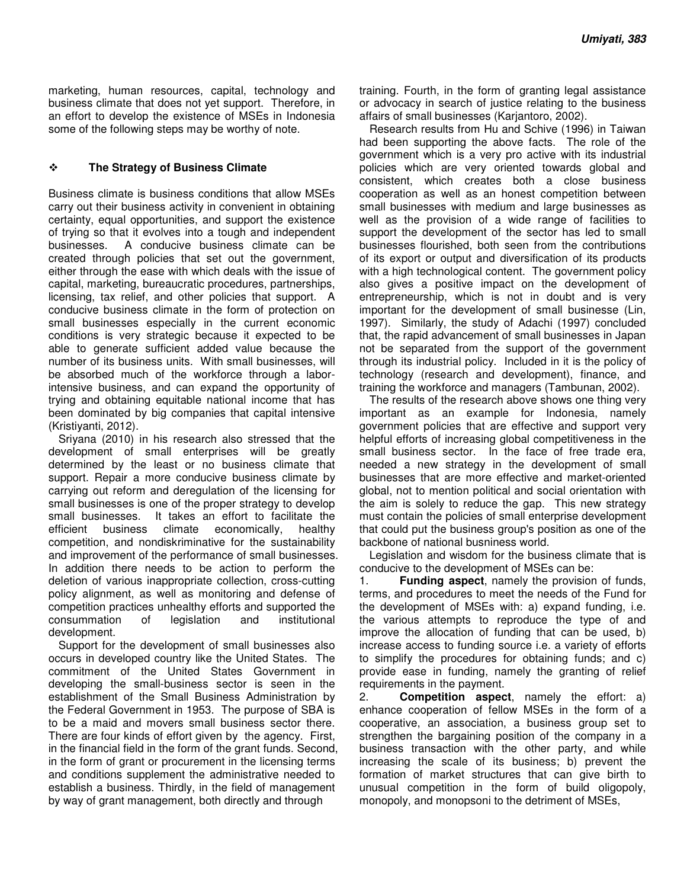marketing, human resources, capital, technology and business climate that does not yet support. Therefore, in an effort to develop the existence of MSEs in Indonesia some of the following steps may be worthy of note.

### ❖ The Strategy of Business Climate

Business climate is business conditions that allow MSEs carry out their business activity in convenient in obtaining certainty, equal opportunities, and support the existence of trying so that it evolves into a tough and independent businesses. A conducive business climate can be created through policies that set out the government, either through the ease with which deals with the issue of capital, marketing, bureaucratic procedures, partnerships, licensing, tax relief, and other policies that support. A conducive business climate in the form of protection on small businesses especially in the current economic conditions is very strategic because it expected to be able to generate sufficient added value because the number of its business units. With small businesses, will be absorbed much of the workforce through a labor-intensive business, and can expand the opportunity of trying and obtaining equitable national income that has been dominated by big companies that capital intensive (Kristiyanti, 2012).

Sriyana (2010) in his research also stressed that the development of small enterprises will be greatly determined by the least or no business climate that support. Repair a more conducive business climate by carrying out reform and deregulation of the licensing for small businesses is one of the proper strategy to develop small businesses. It takes an effort to facilitate the efficient business climate economically, healthy competition, and nondiskriminative for the sustainability and improvement of the performance of small businesses. In addition there needs to be action to perform the deletion of various inappropriate collection, cross-cutting policy alignment, as well as monitoring and defense of competition practices unhealthy efforts and supported the consummation of legislation and institutional development.

Support for the development of small businesses also occurs in developed country like the United States. The commitment of the United States Government in developing the small-business sector is seen in the establishment of the Small Business Administration by the Federal Government in 1953. The purpose of SBA is to be a maid and movers small business sector there. There are four kinds of effort given by the agency. First, in the financial field in the form of the grant funds. Second, in the form of grant or procurement in the licensing terms and conditions supplement the administrative needed to establish a business. Thirdly, in the field of management by way of grant management, both directly and through training. Fourth, in the form of granting legal assistance or advocacy in search of justice relating to the business affairs of small businesses (Karjantoro, 2002).

Research results from Hu and Schive (1996) in Taiwan had been supporting the above facts. The role of the government which is a very pro active with its industrial policies which are very oriented towards global and consistent, which creates both a close business cooperation as well as an honest competition between small businesses with medium and large businesses as well as the provision of a wide range of facilities to support the development of the sector has led to small businesses flourished, both seen from the contributions of its export or output and diversification of its products with a high technological content. The government policy also gives a positive impact on the development of entrepreneurship, which is not in doubt and is very important for the development of small businesse (Lin, 1997). Similarly, the study of Adachi (1997) concluded that, the rapid advancement of small businesses in Japan not be separated from the support of the government through its industrial policy. Included in it is the policy of technology (research and development), finance, and training the workforce and managers (Tambunan, 2002).

The results of the research above shows one thing very important as an example for Indonesia, namely government policies that are effective and support very helpful efforts of increasing global competitiveness in the small business sector. In the face of free trade era, needed a new strategy in the development of small businesses that are more effective and market-oriented global, not to mention political and social orientation with the aim is solely to reduce the gap. This new strategy must contain the policies of small enterprise development that could put the business group's position as one of the backbone of national busniness world.

Legislation and wisdom for the business climate that is conducive to the development of MSEs can be:

1. **Funding aspect**, namely the provision of funds, terms, and procedures to meet the needs of the Fund for the development of MSEs with: a) expand funding, i.e. the various attempts to reproduce the type of and improve the allocation of funding that can be used, b) increase access to funding source i.e. a variety of efforts to simplify the procedures for obtaining funds; and c) provide ease in funding, namely the granting of relief requirements in the payment.
2. **Competition aspect**, namely the effort: a) enhance cooperation of fellow MSEs in the form of a cooperative, an association, a business group set to strengthen the bargaining position of the company in a business transaction with the other party, and while increasing the scale of its business; b) prevent the formation of market structures that can give birth to unusual competition in the form of build oligopoly, monopoly, and monopsoni to the detriment of MSEs,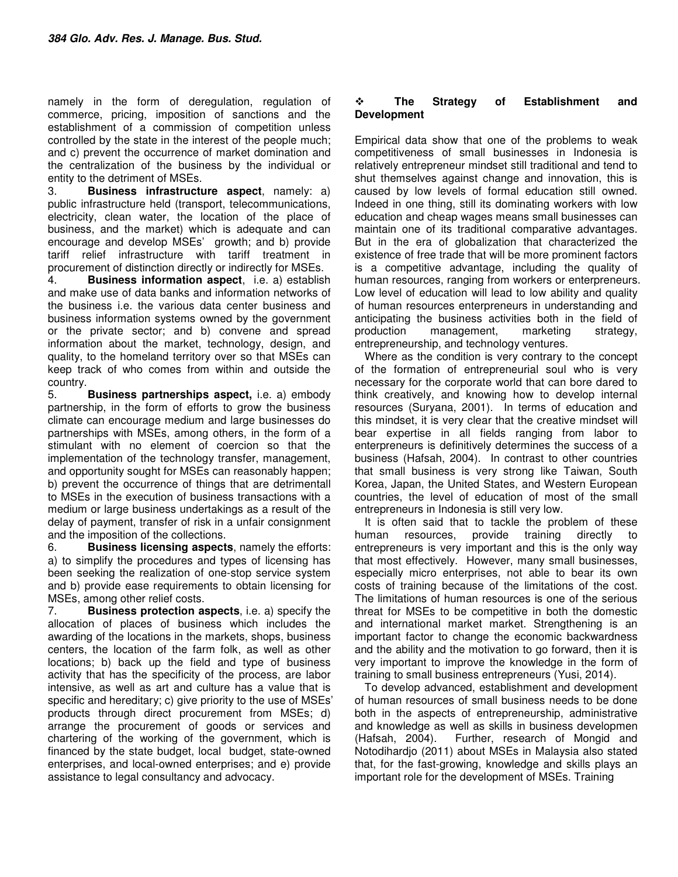namely in the form of deregulation, regulation of commerce, pricing, imposition of sanctions and the establishment of a commission of competition unless controlled by the state in the interest of the people much; and c) prevent the occurrence of market domination and the centralization of the business by the individual or entity to the detriment of MSEs.

3. **Business infrastructure aspect**, namely: a) public infrastructure held (transport, telecommunications, electricity, clean water, the location of the place of business, and the market) which is adequate and can encourage and develop MSEs' growth; and b) provide tariff relief infrastructure with tariff treatment in procurement of distinction directly or indirectly for MSEs.

4. **Business information aspect**, i.e. a) establish and make use of data banks and information networks of the business i.e. the various data center business and business information systems owned by the government or the private sector; and b) convene and spread information about the market, technology, design, and quality, to the homeland territory over so that MSEs can keep track of who comes from within and outside the country.

5. **Business partnerships aspect,** i.e. a) embody partnership, in the form of efforts to grow the business climate can encourage medium and large businesses do partnerships with MSEs, among others, in the form of a stimulant with no element of coercion so that the implementation of the technology transfer, management, and opportunity sought for MSEs can reasonably happen; b) prevent the occurrence of things that are detrimentall to MSEs in the execution of business transactions with a medium or large business undertakings as a result of the delay of payment, transfer of risk in a unfair consignment and the imposition of the collections.

6. **Business licensing aspects**, namely the efforts: a) to simplify the procedures and types of licensing has been seeking the realization of one-stop service system and b) provide ease requirements to obtain licensing for MSEs, among other relief costs.

7. **Business protection aspects**, i.e. a) specify the allocation of places of business which includes the awarding of the locations in the markets, shops, business centers, the location of the farm folk, as well as other locations; b) back up the field and type of business activity that has the specificity of the process, are labor intensive, as well as art and culture has a value that is specific and hereditary; c) give priority to the use of MSEs' products through direct procurement from MSEs; d) arrange the procurement of goods or services and chartering of the working of the government, which is financed by the state budget, local budget, state-owned enterprises, and local-owned enterprises; and e) provide assistance to legal consultancy and advocacy.

### ❖ The Strategy of Establishment and Development

Empirical data show that one of the problems to weak competitiveness of small businesses in Indonesia is relatively entrepreneur mindset still traditional and tend to shut themselves against change and innovation, this is caused by low levels of formal education still owned. Indeed in one thing, still its dominating workers with low education and cheap wages means small businesses can maintain one of its traditional comparative advantages. But in the era of globalization that characterized the existence of free trade that will be more prominent factors is a competitive advantage, including the quality of human resources, ranging from workers or enterpreneurs. Low level of education will lead to low ability and quality of human resources enterpreneurs in understanding and anticipating the business activities both in the field of production management, marketing strategy, entrepreneurship, and technology ventures.

Where as the condition is very contrary to the concept of the formation of entrepreneurial soul who is very necessary for the corporate world that can bore dared to think creatively, and knowing how to develop internal resources (Suryana, 2001). In terms of education and this mindset, it is very clear that the creative mindset will bear expertise in all fields ranging from labor to enterpreneurs is definitively determines the success of a business (Hafsah, 2004). In contrast to other countries that small business is very strong like Taiwan, South Korea, Japan, the United States, and Western European countries, the level of education of most of the small entrepreneurs in Indonesia is still very low.

It is often said that to tackle the problem of these human resources, provide training directly to enterpreneurs is very important and this is the only way that most effectively. However, many small businesses, especially micro enterprises, not able to bear its own costs of training because of the limitations of the cost. The limitations of human resources is one of the serious threat for MSEs to be competitive in both the domestic and international market market. Strengthening is an important factor to change the economic backwardness and the ability and the motivation to go forward, then it is very important to improve the knowledge in the form of training to small business entrepreneurs (Yusi, 2014).

To develop advanced, establishment and development of human resources of small business needs to be done both in the aspects of entrepreneurship, administrative and knowledge as well as skills in business developmen (Hafsah, 2004). Further, research of Mongid and Notodihardjo (2011) about MSEs in Malaysia also stated that, for the fast-growing, knowledge and skills plays an important role for the development of MSEs. Training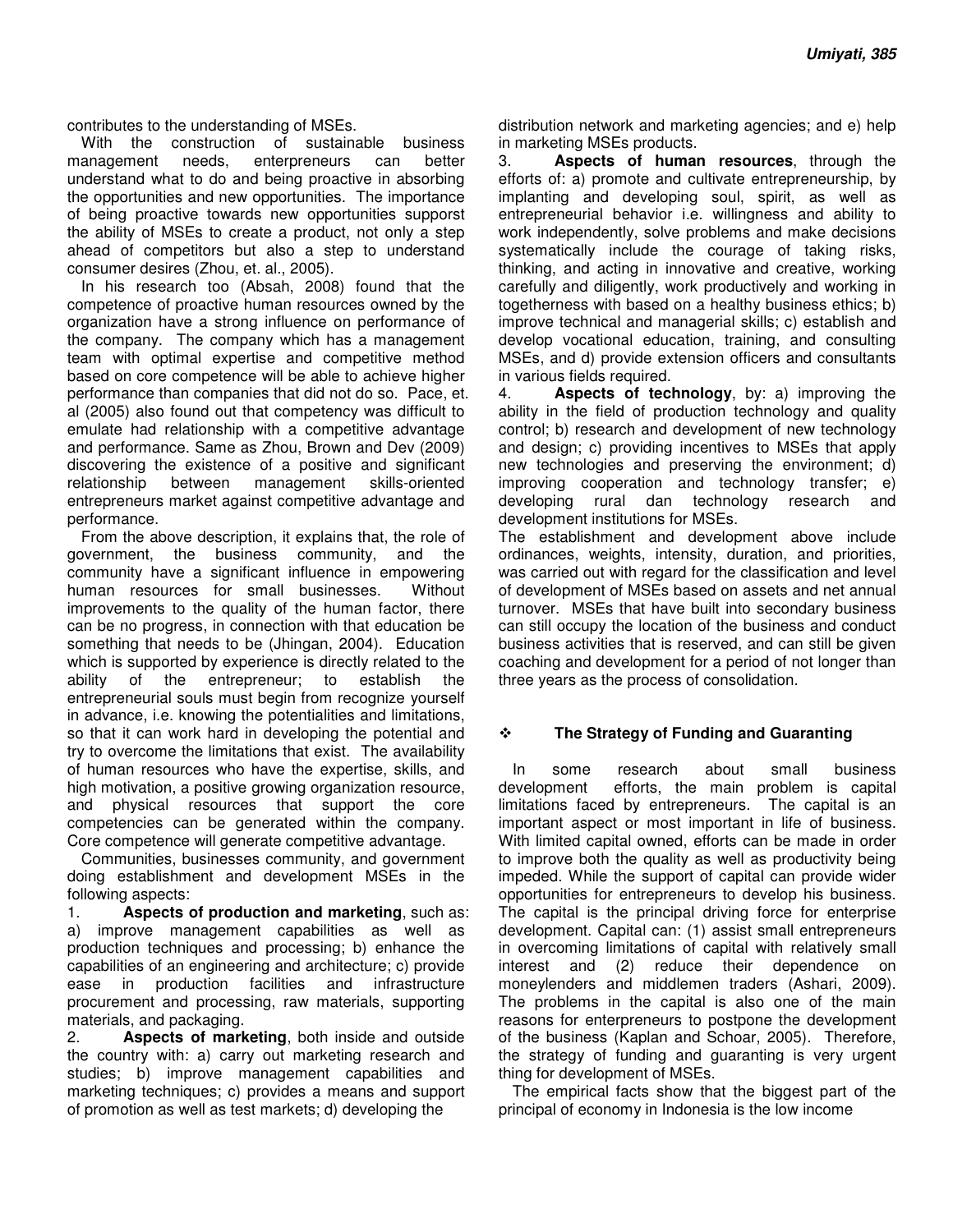contributes to the understanding of MSEs.

With the construction of sustainable business management needs, enterpreneurs can better understand what to do and being proactive in absorbing the opportunities and new opportunities. The importance of being proactive towards new opportunities supporst the ability of MSEs to create a product, not only a step ahead of competitors but also a step to understand consumer desires (Zhou, et. al., 2005).

In his research too (Absah, 2008) found that the competence of proactive human resources owned by the organization have a strong influence on performance of the company. The company which has a management team with optimal expertise and competitive method based on core competence will be able to achieve higher performance than companies that did not do so. Pace, et. al (2005) also found out that competency was difficult to emulate had relationship with a competitive advantage and performance. Same as Zhou, Brown and Dev (2009) discovering the existence of a positive and significant relationship between management skills-oriented entrepreneurs market against competitive advantage and performance.

From the above description, it explains that, the role of government, the business community, and the community have a significant influence in empowering human resources for small businesses. Without improvements to the quality of the human factor, there can be no progress, in connection with that education be something that needs to be (Jhingan, 2004). Education which is supported by experience is directly related to the ability of the entrepreneur; to establish the entrepreneurial souls must begin from recognize yourself in advance, i.e. knowing the potentialities and limitations, so that it can work hard in developing the potential and try to overcome the limitations that exist. The availability of human resources who have the expertise, skills, and high motivation, a positive growing organization resource, and physical resources that support the core competencies can be generated within the company. Core competence will generate competitive advantage.

Communities, businesses community, and government doing establishment and development MSEs in the following aspects:

1. **Aspects of production and marketing**, such as: a) improve management capabilities as well as production techniques and processing; b) enhance the capabilities of an engineering and architecture; c) provide ease in production facilities and infrastructure procurement and processing, raw materials, supporting materials, and packaging.
2. **Aspects of marketing**, both inside and outside the country with: a) carry out marketing research and studies; b) improve management capabilities and marketing techniques; c) provides a means and support of promotion as well as test markets; d) developing the distribution network and marketing agencies; and e) help in marketing MSEs products.
3. **Aspects of human resources**, through the efforts of: a) promote and cultivate entrepreneurship, by implanting and developing soul, spirit, as well as entrepreneurial behavior i.e. willingness and ability to work independently, solve problems and make decisions systematically include the courage of taking risks, thinking, and acting in innovative and creative, working carefully and diligently, work productively and working in togetherness with based on a healthy business ethics; b) improve technical and managerial skills; c) establish and develop vocational education, training, and consulting MSEs, and d) provide extension officers and consultants in various fields required.
4. **Aspects of technology**, by: a) improving the ability in the field of production technology and quality control; b) research and development of new technology and design; c) providing incentives to MSEs that apply new technologies and preserving the environment; d) improving cooperation and technology transfer; e) developing rural dan technology research and development institutions for MSEs.

The establishment and development above include ordinances, weights, intensity, duration, and priorities, was carried out with regard for the classification and level of development of MSEs based on assets and net annual turnover. MSEs that have built into secondary business can still occupy the location of the business and conduct business activities that is reserved, and can still be given coaching and development for a period of not longer than three years as the process of consolidation.

## ❖ The Strategy of Funding and Guaranting

In some research about small business development efforts, the main problem is capital limitations faced by entrepreneurs. The capital is an important aspect or most important in life of business. With limited capital owned, efforts can be made in order to improve both the quality as well as productivity being impeded. While the support of capital can provide wider opportunities for entrepreneurs to develop his business. The capital is the principal driving force for enterprise development. Capital can: (1) assist small entrepreneurs in overcoming limitations of capital with relatively small interest and (2) reduce their dependence on moneylenders and middlemen traders (Ashari, 2009). The problems in the capital is also one of the main reasons for enterpreneurs to postpone the development of the business (Kaplan and Schoar, 2005). Therefore, the strategy of funding and guaranting is very urgent thing for development of MSEs.

The empirical facts show that the biggest part of the principal of economy in Indonesia is the low income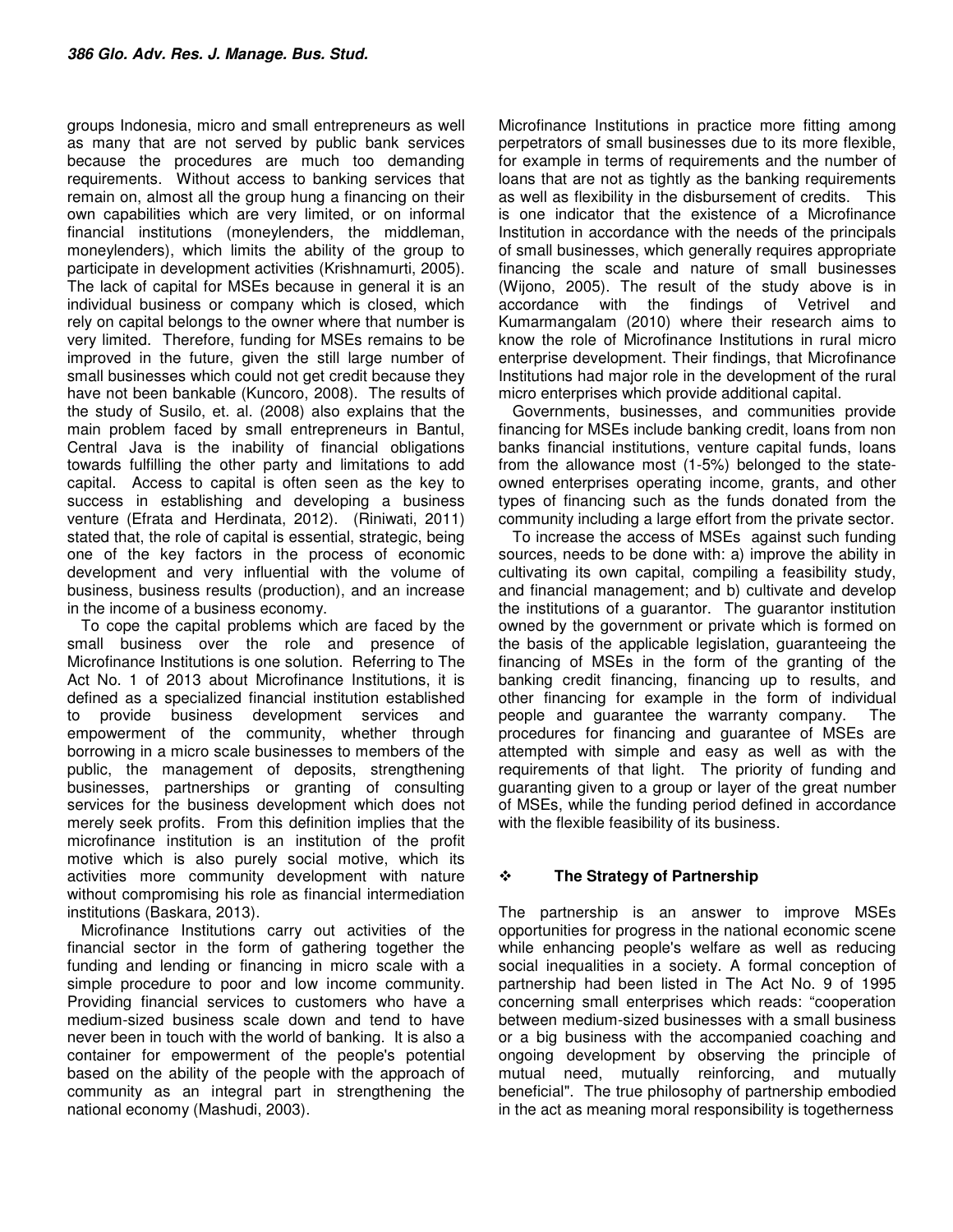groups Indonesia, micro and small entrepreneurs as well as many that are not served by public bank services because the procedures are much too demanding requirements. Without access to banking services that remain on, almost all the group hung a financing on their own capabilities which are very limited, or on informal financial institutions (moneylenders, the middleman, moneylenders), which limits the ability of the group to participate in development activities (Krishnamurti, 2005). The lack of capital for MSEs because in general it is an individual business or company which is closed, which rely on capital belongs to the owner where that number is very limited. Therefore, funding for MSEs remains to be improved in the future, given the still large number of small businesses which could not get credit because they have not been bankable (Kuncoro, 2008). The results of the study of Susilo, et. al. (2008) also explains that the main problem faced by small entrepreneurs in Bantul, Central Java is the inability of financial obligations towards fulfilling the other party and limitations to add capital. Access to capital is often seen as the key to success in establishing and developing a business venture (Efrata and Herdinata, 2012). (Riniwati, 2011) stated that, the role of capital is essential, strategic, being one of the key factors in the process of economic development and very influential with the volume of business, business results (production), and an increase in the income of a business economy.

To cope the capital problems which are faced by the small business over the role and presence of Microfinance Institutions is one solution. Referring to The Act No. 1 of 2013 about Microfinance Institutions, it is defined as a specialized financial institution established to provide business development services and empowerment of the community, whether through borrowing in a micro scale businesses to members of the public, the management of deposits, strengthening businesses, partnerships or granting of consulting services for the business development which does not merely seek profits. From this definition implies that the microfinance institution is an institution of the profit motive which is also purely social motive, which its activities more community development with nature without compromising his role as financial intermediation institutions (Baskara, 2013).

Microfinance Institutions carry out activities of the financial sector in the form of gathering together the funding and lending or financing in micro scale with a simple procedure to poor and low income community. Providing financial services to customers who have a medium-sized business scale down and tend to have never been in touch with the world of banking. It is also a container for empowerment of the people's potential based on the ability of the people with the approach of community as an integral part in strengthening the national economy (Mashudi, 2003).

Microfinance Institutions in practice more fitting among perpetrators of small businesses due to its more flexible, for example in terms of requirements and the number of loans that are not as tightly as the banking requirements as well as flexibility in the disbursement of credits. This is one indicator that the existence of a Microfinance Institution in accordance with the needs of the principals of small businesses, which generally requires appropriate financing the scale and nature of small businesses (Wijono, 2005). The result of the study above is in accordance with the findings of Vetrivel and Kumarmangalam (2010) where their research aims to know the role of Microfinance Institutions in rural micro enterprise development. Their findings, that Microfinance Institutions had major role in the development of the rural micro enterprises which provide additional capital.

Governments, businesses, and communities provide financing for MSEs include banking credit, loans from non banks financial institutions, venture capital funds, loans from the allowance most (1-5%) belonged to the state-owned enterprises operating income, grants, and other types of financing such as the funds donated from the community including a large effort from the private sector.

To increase the access of MSEs against such funding sources, needs to be done with: a) improve the ability in cultivating its own capital, compiling a feasibility study, and financial management; and b) cultivate and develop the institutions of a guarantor. The guarantor institution owned by the government or private which is formed on the basis of the applicable legislation, guaranteeing the financing of MSEs in the form of the granting of the banking credit financing, financing up to results, and other financing for example in the form of individual people and guarantee the warranty company. The procedures for financing and guarantee of MSEs are attempted with simple and easy as well as with the requirements of that light. The priority of funding and guaranting given to a group or layer of the great number of MSEs, while the funding period defined in accordance with the flexible feasibility of its business.

### ❖ The Strategy of Partnership

The partnership is an answer to improve MSEs opportunities for progress in the national economic scene while enhancing people's welfare as well as reducing social inequalities in a society. A formal conception of partnership had been listed in The Act No. 9 of 1995 concerning small enterprises which reads: "cooperation between medium-sized businesses with a small business or a big business with the accompanied coaching and ongoing development by observing the principle of mutual need, mutually reinforcing, and mutually beneficial". The true philosophy of partnership embodied in the act as meaning moral responsibility is togetherness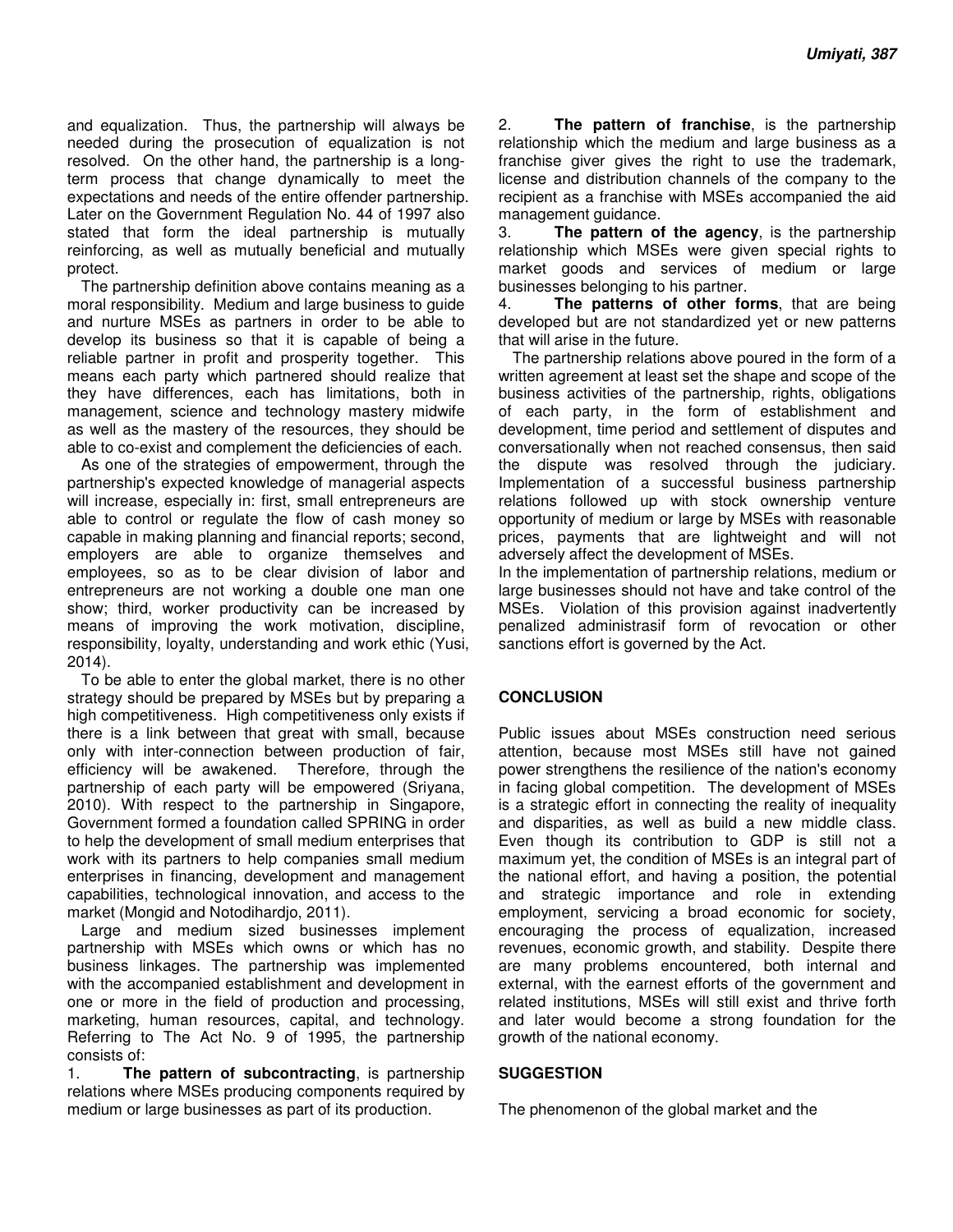and equalization. Thus, the partnership will always be needed during the prosecution of equalization is not resolved. On the other hand, the partnership is a long-term process that change dynamically to meet the expectations and needs of the entire offender partnership. Later on the Government Regulation No. 44 of 1997 also stated that form the ideal partnership is mutually reinforcing, as well as mutually beneficial and mutually protect.

The partnership definition above contains meaning as a moral responsibility. Medium and large business to guide and nurture MSEs as partners in order to be able to develop its business so that it is capable of being a reliable partner in profit and prosperity together. This means each party which partnered should realize that they have differences, each has limitations, both in management, science and technology mastery midwife as well as the mastery of the resources, they should be able to co-exist and complement the deficiencies of each.

As one of the strategies of empowerment, through the partnership's expected knowledge of managerial aspects will increase, especially in: first, small entrepreneurs are able to control or regulate the flow of cash money so capable in making planning and financial reports; second, employers are able to organize themselves and employees, so as to be clear division of labor and entrepreneurs are not working a double one man one show; third, worker productivity can be increased by means of improving the work motivation, discipline, responsibility, loyalty, understanding and work ethic (Yusi, 2014).

To be able to enter the global market, there is no other strategy should be prepared by MSEs but by preparing a high competitiveness. High competitiveness only exists if there is a link between that great with small, because only with inter-connection between production of fair, efficiency will be awakened. Therefore, through the partnership of each party will be empowered (Sriyana, 2010). With respect to the partnership in Singapore, Government formed a foundation called SPRING in order to help the development of small medium enterprises that work with its partners to help companies small medium enterprises in financing, development and management capabilities, technological innovation, and access to the market (Mongid and Notodihardjo, 2011).

Large and medium sized businesses implement partnership with MSEs which owns or which has no business linkages. The partnership was implemented with the accompanied establishment and development in one or more in the field of production and processing, marketing, human resources, capital, and technology. Referring to The Act No. 9 of 1995, the partnership consists of:

1. **The pattern of subcontracting**, is partnership relations where MSEs producing components required by medium or large businesses as part of its production.
2. **The pattern of franchise**, is the partnership relationship which the medium and large business as a franchise giver gives the right to use the trademark, license and distribution channels of the company to the recipient as a franchise with MSEs accompanied the aid management guidance.
3. **The pattern of the agency**, is the partnership relationship which MSEs were given special rights to market goods and services of medium or large businesses belonging to his partner.
4. **The patterns of other forms**, that are being developed but are not standardized yet or new patterns that will arise in the future.

The partnership relations above poured in the form of a written agreement at least set the shape and scope of the business activities of the partnership, rights, obligations of each party, in the form of establishment and development, time period and settlement of disputes and conversationally when not reached consensus, then said the dispute was resolved through the judiciary. Implementation of a successful business partnership relations followed up with stock ownership venture opportunity of medium or large by MSEs with reasonable prices, payments that are lightweight and will not adversely affect the development of MSEs.

In the implementation of partnership relations, medium or large businesses should not have and take control of the MSEs. Violation of this provision against inadvertently penalized administrasif form of revocation or other sanctions effort is governed by the Act.

## CONCLUSION

Public issues about MSEs construction need serious attention, because most MSEs still have not gained power strengthens the resilience of the nation's economy in facing global competition. The development of MSEs is a strategic effort in connecting the reality of inequality and disparities, as well as build a new middle class. Even though its contribution to GDP is still not a maximum yet, the condition of MSEs is an integral part of the national effort, and having a position, the potential and strategic importance and role in extending employment, servicing a broad economic for society, encouraging the process of equalization, increased revenues, economic growth, and stability. Despite there are many problems encountered, both internal and external, with the earnest efforts of the government and related institutions, MSEs will still exist and thrive forth and later would become a strong foundation for the growth of the national economy.

## SUGGESTION

The phenomenon of the global market and the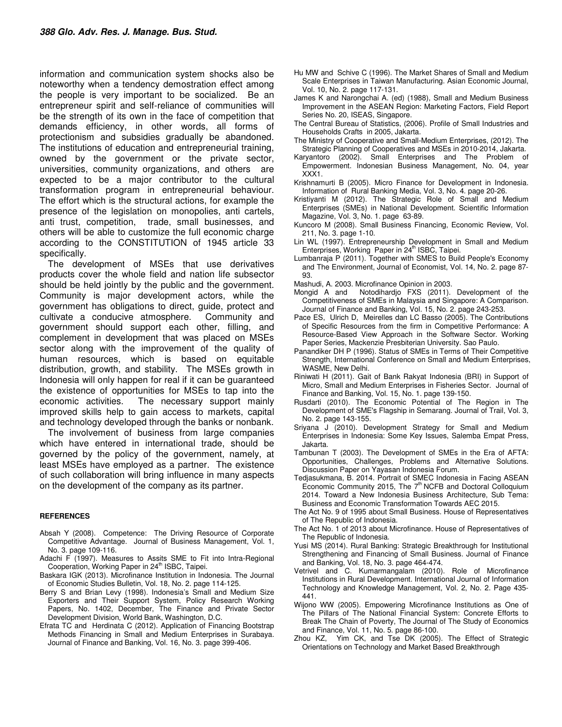information and communication system shocks also be noteworthy when a tendency demostration effect among the people is very important to be socialized. Be an entrepreneur spirit and self-reliance of communities will be the strength of its own in the face of competition that demands efficiency, in other words, all forms of protectionism and subsidies gradually be abandoned. The institutions of education and entrepreneurial training, owned by the government or the private sector, universities, community organizations, and others are expected to be a major contributor to the cultural transformation program in entrepreneurial behaviour. The effort which is the structural actions, for example the presence of the legislation on monopolies, anti cartels, anti trust, competition, trade, small businesses, and others will be able to customize the full economic charge according to the CONSTITUTION of 1945 article 33 specifically.

The development of MSEs that use derivatives products cover the whole field and nation life subsector should be held jointly by the public and the government. Community is major development actors, while the government has obligations to direct, guide, protect and cultivate a conducive atmosphere. Community and government should support each other, filling, and complement in development that was placed on MSEs sector along with the improvement of the quality of human resources, which is based on equitable distribution, growth, and stability. The MSEs growth in Indonesia will only happen for real if it can be guaranteed the existence of opportunities for MSEs to tap into the economic activities. The necessary support mainly improved skills help to gain access to markets, capital and technology developed through the banks or nonbank.

The involvement of business from large companies which have entered in international trade, should be governed by the policy of the government, namely, at least MSEs have employed as a partner. The existence of such collaboration will bring influence in many aspects on the development of the company as its partner.

## REFERENCES

Absah Y (2008). Competence: The Driving Resource of Corporate Competitive Advantage. Journal of Business Management, Vol. 1, No. 3. page 109-116.

Adachi F (1997). Measures to Assits SME to Fit into Intra-Regional Cooperation, Working Paper in 24th ISBC, Taipei.

Baskara IGK (2013). Microfinance Institution in Indonesia. The Journal of Economic Studies Bulletin, Vol. 18, No. 2. page 114-125.

Berry S and Brian Levy (1998). Indonesia's Small and Medium Size Exporters and Their Support System, Policy Research Working Papers, No. 1402, December, The Finance and Private Sector Development Division, World Bank, Washington, D.C.

Efrata TC and Herdinata C (2012). Application of Financing Bootstrap Methods Financing in Small and Medium Enterprises in Surabaya. Journal of Finance and Banking, Vol. 16, No. 3. page 399-406.

Hu MW and Schive C (1996). The Market Shares of Small and Medium Scale Enterprises in Taiwan Manufacturing. Asian Economic Journal, Vol. 10, No. 2. page 117-131.

James K and Narongchai A. (ed) (1988), Small and Medium Business Improvement in the ASEAN Region: Marketing Factors, Field Report Series No. 20, ISEAS, Singapore.

The Central Bureau of Statistics, (2006). Profile of Small Industries and Households Crafts in 2005, Jakarta.

The Ministry of Cooperative and Small-Medium Enterprises, (2012). The Strategic Planning of Cooperatives and MSEs in 2010-2014, Jakarta.

Karyantoro (2002). Small Enterprises and The Problem of Empowerment. Indonesian Business Management, No. 04, year XXX1.

Krishnamurti B (2005). Micro Finance for Development in Indonesia. Information of Rural Banking Media, Vol. 3, No. 4. page 20-26.

Kristiyanti M (2012). The Strategic Role of Small and Medium Enterprises (SMEs) in National Development. Scientific Information Magazine, Vol. 3, No. 1. page 63-89.

Kuncoro M (2008). Small Business Financing, Economic Review, Vol. 211, No. 3. page 1-10.

Lin WL (1997). Entrepreneurship Development in Small and Medium Enterprises, Working Paper in 24th ISBC, Taipei.

Lumbanraja P (2011). Together with SMES to Build People's Economy and The Environment, Journal of Economist, Vol. 14, No. 2. page 87-93.

Mashudi, A. 2003. Microfinance Opinion in 2003.

Mongid A and Notodihardjo FXS (2011). Development of the Competitiveness of SMEs in Malaysia and Singapore: A Comparison. Journal of Finance and Banking, Vol. 15, No. 2. page 243-253.

Pace ES, Ulrich D, Meirelles dan LC Basso (2005). The Contributions of Specific Resources from the firm in Competitive Performance: A Resource-Based View Approach in the Software Sector. Working Paper Series, Mackenzie Presbiterian University. Sao Paulo.

Panandiker DH P (1996). Status of SMEs in Terms of Their Competitive Strength, International Conference on Small and Medium Enterprises, WASME, New Delhi.

Riniwati H (2011). Gait of Bank Rakyat Indonesia (BRI) in Support of Micro, Small and Medium Enterprises in Fisheries Sector. Journal of Finance and Banking, Vol. 15, No. 1. page 139-150.

Rusdarti (2010). The Economic Potential of The Region in The Development of SME's Flagship in Semarang. Journal of Trail, Vol. 3, No. 2. page 143-155.

Sriyana J (2010). Development Strategy for Small and Medium Enterprises in Indonesia: Some Key Issues, Salemba Empat Press, Jakarta.

Tambunan T (2003). The Development of SMEs in the Era of AFTA: Opportunities, Challenges, Problems and Alternative Solutions. Discussion Paper on Yayasan Indonesia Forum.

Tedjasukmana, B. 2014. Portrait of SMEC Indonesia in Facing ASEAN Economic Community 2015, The 7th NCFB and Doctoral Colloquium 2014. Toward a New Indonesia Business Architecture, Sub Tema: Business and Economic Transformation Towards AEC 2015.

The Act No. 9 of 1995 about Small Business. House of Representatives of The Republic of Indonesia.

The Act No. 1 of 2013 about Microfinance. House of Representatives of The Republic of Indonesia.

Yusi MS (2014). Rural Banking: Strategic Breakthrough for Institutional Strengthening and Financing of Small Business. Journal of Finance and Banking, Vol. 18, No. 3. page 464-474.

Vetrivel and C. Kumarmangalam (2010). Role of Microfinance Institutions in Rural Development. International Journal of Information Technology and Knowledge Management, Vol. 2, No. 2. Page 435-441.

Wijono WW (2005). Empowering Microfinance Institutions as One of The Pillars of The National Financial System: Concrete Efforts to Break The Chain of Poverty, The Journal of The Study of Economics and Finance, Vol. 11, No. 5. page 86-100.

Zhou KZ, Yim CK, and Tse DK (2005). The Effect of Strategic Orientations on Technology and Market Based Breakthrough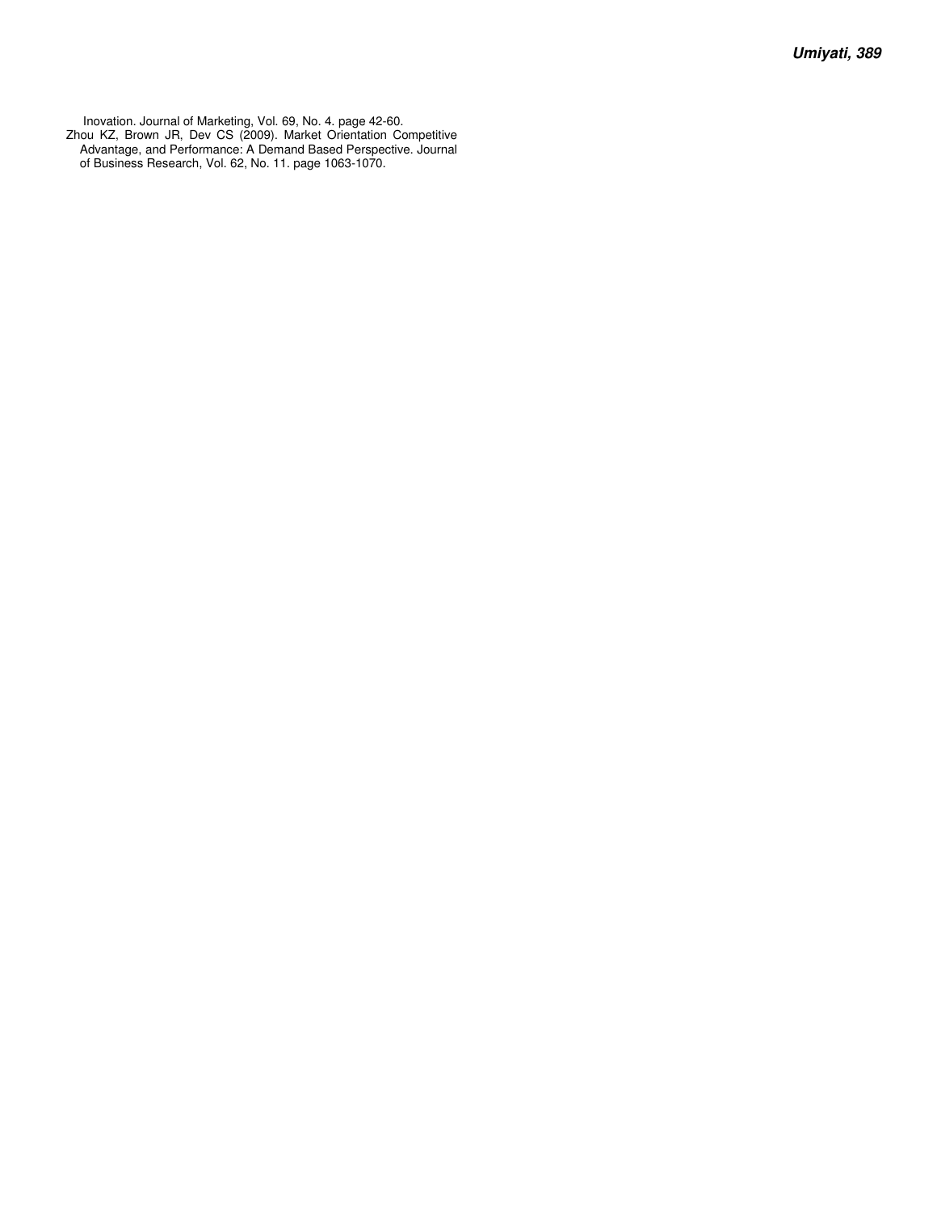Inovation. Journal of Marketing, Vol. 69, No. 4. page 42-60.

Zhou KZ, Brown JR, Dev CS (2009). Market Orientation Competitive Advantage, and Performance: A Demand Based Perspective. Journal of Business Research, Vol. 62, No. 11. page 1063-1070.